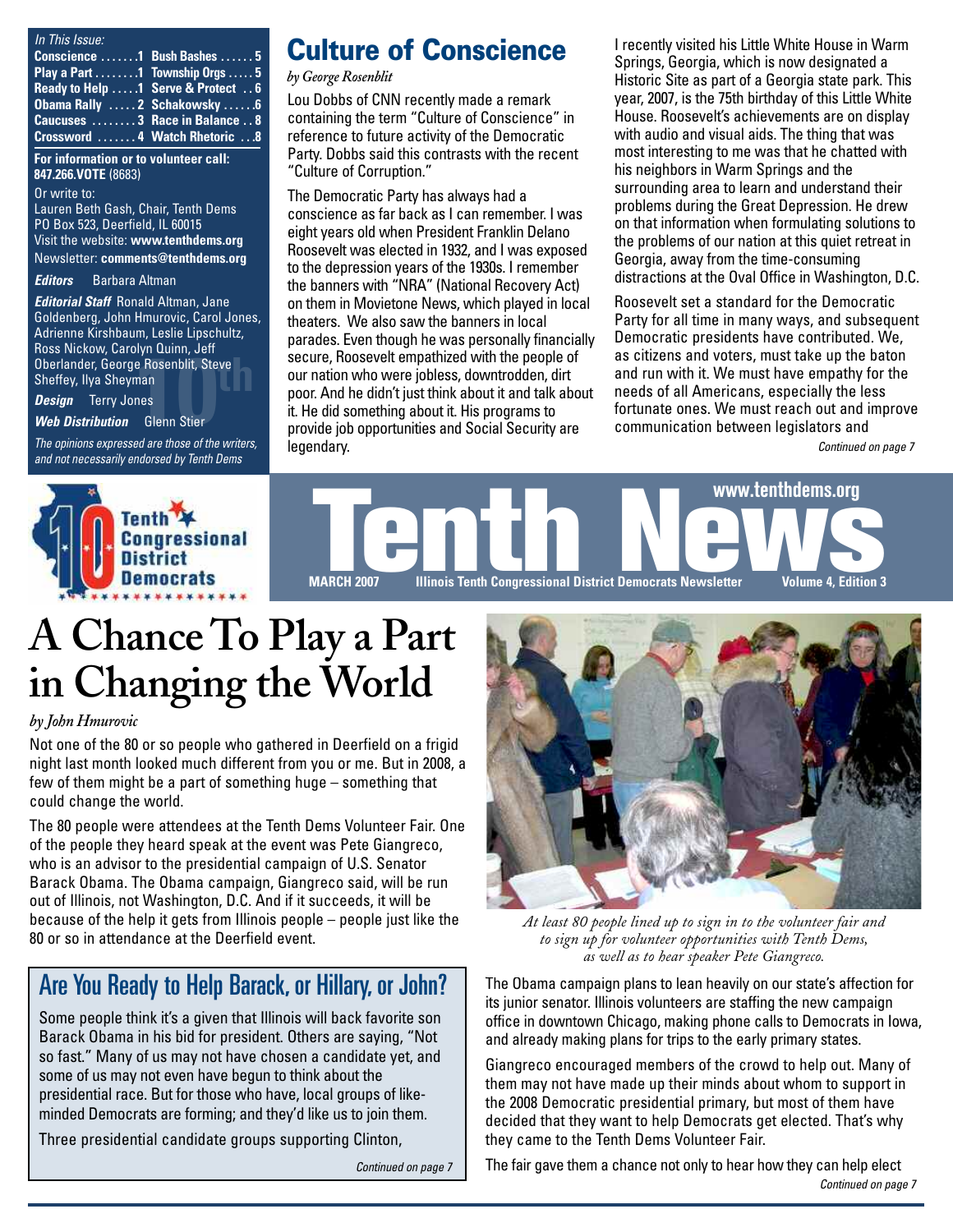*In This Issue:*

| | | | |
|---|---|---|---|
| Conscience | 1 | Bush Bashes | 5 |
| Play a Part | 1 | Township Orgs | 5 |
| Ready to Help | 1 | Serve & Protect | 6 |
| Obama Rally | 2 | Schakowsky | 6 |
| Caucuses | 3 | Race in Balance | 8 |
| Crossword | 4 | Watch Rhetoric | 8 |

**For information or to volunteer call: 847.266.VOTE** (8683)

Or write to:
Lauren Beth Gash, Chair, Tenth Dems
PO Box 523, Deerfield, IL 60015
Visit the website: **www.tenthdems.org**
Newsletter: **comments@tenthdems.org**

***Editors*** Barbara Altman

***Editorial Staff*** Ronald Altman, Jane Goldenberg, John Hmurovic, Carol Jones, Adrienne Kirshbaum, Leslie Lipschultz, Ross Nickow, Carolyn Quinn, Jeff Oberlander, George Rosenblit, Steve Sheffey, Ilya Sheyman

***Design*** Terry Jones

***Web Distribution*** Glenn Stier

*The opinions expressed are those of the writers, and not necessarily endorsed by Tenth Dems*

## Culture of Conscience

*by George Rosenblit*

Lou Dobbs of CNN recently made a remark containing the term "Culture of Conscience" in reference to future activity of the Democratic Party. Dobbs said this contrasts with the recent "Culture of Corruption."

The Democratic Party has always had a conscience as far back as I can remember. I was eight years old when President Franklin Delano Roosevelt was elected in 1932, and I was exposed to the depression years of the 1930s. I remember the banners with "NRA" (National Recovery Act) on them in Movietone News, which played in local theaters. We also saw the banners in local parades. Even though he was personally financially secure, Roosevelt empathized with the people of our nation who were jobless, downtrodden, dirt poor. And he didn't just think about it and talk about it. He did something about it. His programs to provide job opportunities and Social Security are legendary.

I recently visited his Little White House in Warm Springs, Georgia, which is now designated a Historic Site as part of a Georgia state park. This year, 2007, is the 75th birthday of this Little White House. Roosevelt's achievements are on display with audio and visual aids. The thing that was most interesting to me was that he chatted with his neighbors in Warm Springs and the surrounding area to learn and understand their problems during the Great Depression. He drew on that information when formulating solutions to the problems of our nation at this quiet retreat in Georgia, away from the time-consuming distractions at the Oval Office in Washington, D.C.

Roosevelt set a standard for the Democratic Party for all time in many ways, and subsequent Democratic presidents have contributed. We, as citizens and voters, must take up the baton and run with it. We must have empathy for the needs of all Americans, especially the less fortunate ones. We must reach out and improve communication between legislators and

*Continued on page 7*

**Tenth Congressional District Democrats**

# Tenth News

www.tenthdems.org

MARCH 2007 — Illinois Tenth Congressional District Democrats Newsletter — Volume 4, Edition 3

# A Chance To Play a Part in Changing the World

*by John Hmurovic*

Not one of the 80 or so people who gathered in Deerfield on a frigid night last month looked much different from you or me. But in 2008, a few of them might be a part of something huge – something that could change the world.

The 80 people were attendees at the Tenth Dems Volunteer Fair. One of the people they heard speak at the event was Pete Giangreco, who is an advisor to the presidential campaign of U.S. Senator Barack Obama. The Obama campaign, Giangreco said, will be run out of Illinois, not Washington, D.C. And if it succeeds, it will be because of the help it gets from Illinois people – people just like the 80 or so in attendance at the Deerfield event.

*At least 80 people lined up to sign in to the volunteer fair and to sign up for volunteer opportunities with Tenth Dems, as well as to hear speaker Pete Giangreco.*

The Obama campaign plans to lean heavily on our state's affection for its junior senator. Illinois volunteers are staffing the new campaign office in downtown Chicago, making phone calls to Democrats in Iowa, and already making plans for trips to the early primary states.

Giangreco encouraged members of the crowd to help out. Many of them may not have made up their minds about whom to support in the 2008 Democratic presidential primary, but most of them have decided that they want to help Democrats get elected. That's why they came to the Tenth Dems Volunteer Fair.

The fair gave them a chance not only to hear how they can help elect

*Continued on page 7*

## Are You Ready to Help Barack, or Hillary, or John?

Some people think it's a given that Illinois will back favorite son Barack Obama in his bid for president. Others are saying, "Not so fast." Many of us may not have chosen a candidate yet, and some of us may not even have begun to think about the presidential race. But for those who have, local groups of like-minded Democrats are forming; and they'd like us to join them.

Three presidential candidate groups supporting Clinton,

*Continued on page 7*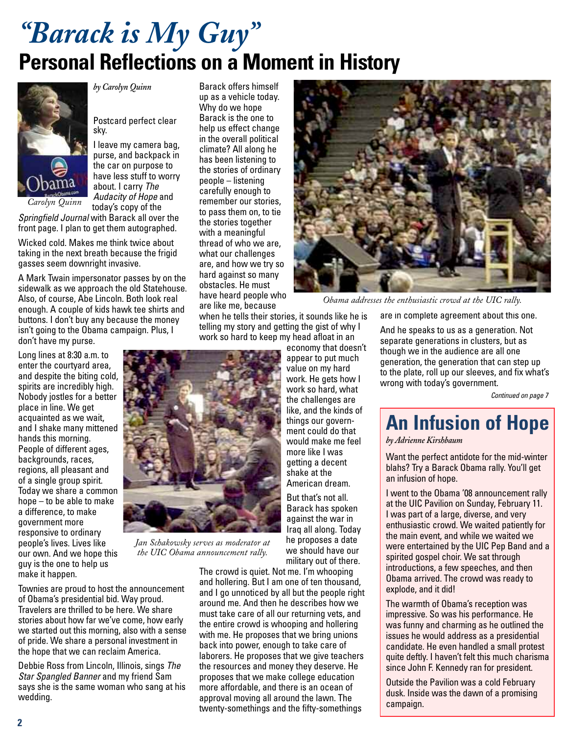# *"Barack is My Guy"*

## Personal Reflections on a Moment in History

*by Carolyn Quinn*

*Carolyn Quinn*

Postcard perfect clear sky.

I leave my camera bag, purse, and backpack in the car on purpose to have less stuff to worry about. I carry *The Audacity of Hope* and today's copy of the *Springfield Journal* with Barack all over the front page. I plan to get them autographed.

Wicked cold. Makes me think twice about taking in the next breath because the frigid gasses seem downright invasive.

A Mark Twain impersonator passes by on the sidewalk as we approach the old Statehouse. Also, of course, Abe Lincoln. Both look real enough. A couple of kids hawk tee shirts and buttons. I don't buy any because the money isn't going to the Obama campaign. Plus, I don't have my purse.

Long lines at 8:30 a.m. to enter the courtyard area, and despite the biting cold, spirits are incredibly high. Nobody jostles for a better place in line. We get acquainted as we wait, and I shake many mittened hands this morning. People of different ages, backgrounds, races, regions, all pleasant and of a single group spirit. Today we share a common hope – to be able to make a difference, to make government more responsive to ordinary people's lives. Lives like our own. And we hope this guy is the one to help us make it happen.

*Jan Schakowsky serves as moderator at the UIC Obama announcement rally.*

Townies are proud to host the announcement of Obama's presidential bid. Way proud. Travelers are thrilled to be here. We share stories about how far we've come, how early we started out this morning, also with a sense of pride. We share a personal investment in the hope that we can reclaim America.

Debbie Ross from Lincoln, Illinois, sings *The Star Spangled Banner* and my friend Sam says she is the same woman who sang at his wedding.

Barack offers himself up as a vehicle today. Why do we hope Barack is the one to help us effect change in the overall political climate? All along he has been listening to the stories of ordinary people – listening carefully enough to remember our stories, to pass them on, to tie the stories together with a meaningful thread of who we are, what our challenges are, and how we try so hard against so many obstacles. He must have heard people who are like me, because when he tells their stories, it sounds like he is telling my story and getting the gist of why I work so hard to keep my head afloat in an economy that doesn't appear to put much value on my hard work. He gets how I work so hard, what the challenges are like, and the kinds of things our government could do that would make me feel more like I was getting a decent shake at the American dream.

But that's not all. Barack has spoken against the war in Iraq all along. Today he proposes a date we should have our military out of there.

The crowd is quiet. Not me. I'm whooping and hollering. But I am one of ten thousand, and I go unnoticed by all but the people right around me. And then he describes how we must take care of all our returning vets, and the entire crowd is whooping and hollering with me. He proposes that we bring unions back into power, enough to take care of laborers. He proposes that we give teachers the resources and money they deserve. He proposes that we make college education more affordable, and there is an ocean of approval moving all around the lawn. The twenty-somethings and the fifty-somethings are in complete agreement about this one.

*Obama addresses the enthusiastic crowd at the UIC rally.*

And he speaks to us as a generation. Not separate generations in clusters, but as though we in the audience are all one generation, the generation that can step up to the plate, roll up our sleeves, and fix what's wrong with today's government.

*Continued on page 7*

## An Infusion of Hope

*by Adrienne Kirshbaum*

Want the perfect antidote for the mid-winter blahs? Try a Barack Obama rally. You'll get an infusion of hope.

I went to the Obama '08 announcement rally at the UIC Pavilion on Sunday, February 11. I was part of a large, diverse, and very enthusiastic crowd. We waited patiently for the main event, and while we waited we were entertained by the UIC Pep Band and a spirited gospel choir. We sat through introductions, a few speeches, and then Obama arrived. The crowd was ready to explode, and it did!

The warmth of Obama's reception was impressive. So was his performance. He was funny and charming as he outlined the issues he would address as a presidential candidate. He even handled a small protest quite deftly. I haven't felt this much charisma since John F. Kennedy ran for president.

Outside the Pavilion was a cold February dusk. Inside was the dawn of a promising campaign.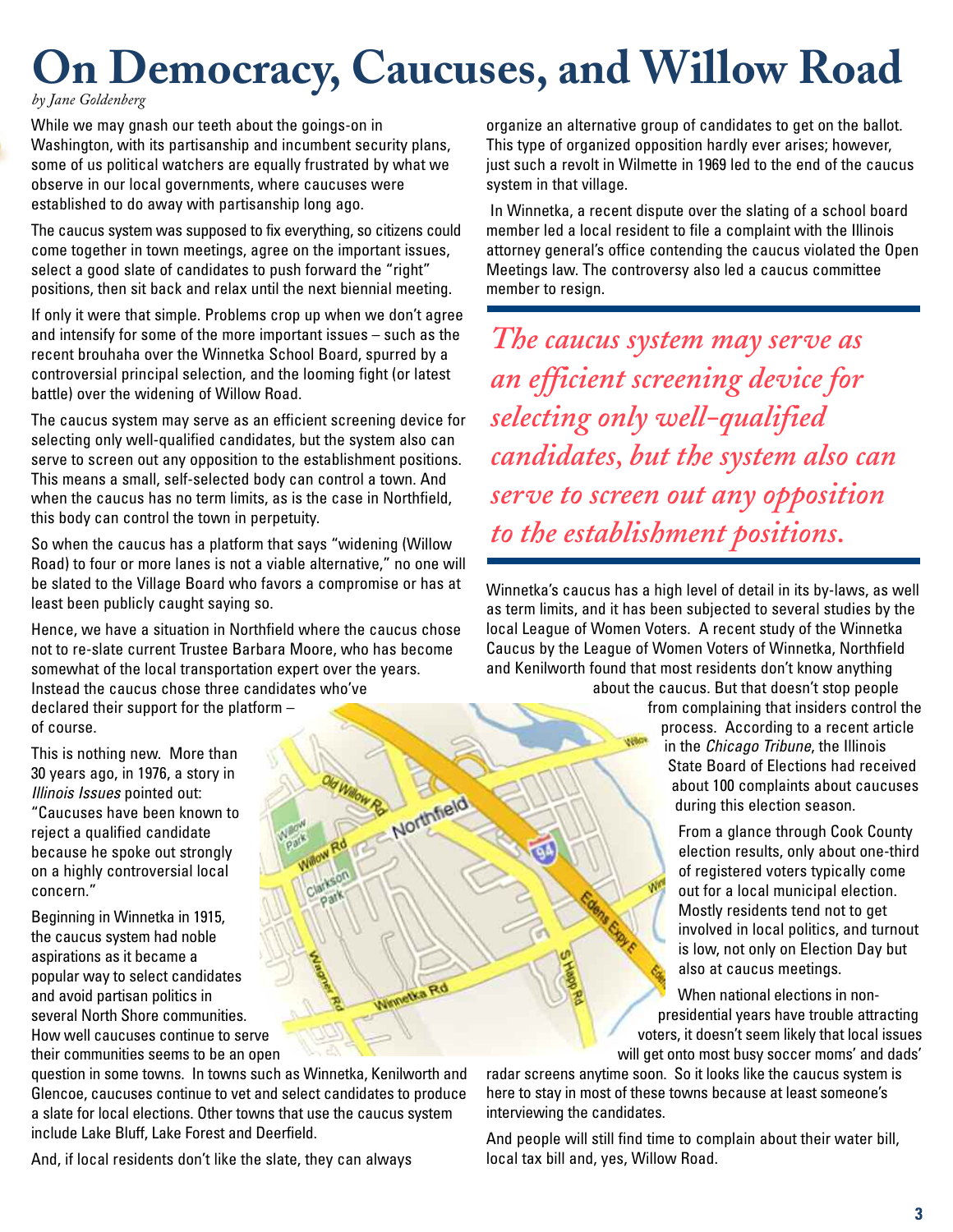# On Democracy, Caucuses, and Willow Road

*by Jane Goldenberg*

While we may gnash our teeth about the goings-on in Washington, with its partisanship and incumbent security plans, some of us political watchers are equally frustrated by what we observe in our local governments, where caucuses were established to do away with partisanship long ago.

The caucus system was supposed to fix everything, so citizens could come together in town meetings, agree on the important issues, select a good slate of candidates to push forward the "right" positions, then sit back and relax until the next biennial meeting.

If only it were that simple. Problems crop up when we don't agree and intensify for some of the more important issues – such as the recent brouhaha over the Winnetka School Board, spurred by a controversial principal selection, and the looming fight (or latest battle) over the widening of Willow Road.

The caucus system may serve as an efficient screening device for selecting only well-qualified candidates, but the system also can serve to screen out any opposition to the establishment positions. This means a small, self-selected body can control a town. And when the caucus has no term limits, as is the case in Northfield, this body can control the town in perpetuity.

So when the caucus has a platform that says "widening (Willow Road) to four or more lanes is not a viable alternative," no one will be slated to the Village Board who favors a compromise or has at least been publicly caught saying so.

Hence, we have a situation in Northfield where the caucus chose not to re-slate current Trustee Barbara Moore, who has become somewhat of the local transportation expert over the years. Instead the caucus chose three candidates who've declared their support for the platform – of course.

This is nothing new. More than 30 years ago, in 1976, a story in *Illinois Issues* pointed out: "Caucuses have been known to reject a qualified candidate because he spoke out strongly on a highly controversial local concern."

Beginning in Winnetka in 1915, the caucus system had noble aspirations as it became a popular way to select candidates and avoid partisan politics in several North Shore communities. How well caucuses continue to serve their communities seems to be an open question in some towns. In towns such as Winnetka, Kenilworth and Glencoe, caucuses continue to vet and select candidates to produce a slate for local elections. Other towns that use the caucus system include Lake Bluff, Lake Forest and Deerfield.

And, if local residents don't like the slate, they can always organize an alternative group of candidates to get on the ballot. This type of organized opposition hardly ever arises; however, just such a revolt in Wilmette in 1969 led to the end of the caucus system in that village.

In Winnetka, a recent dispute over the slating of a school board member led a local resident to file a complaint with the Illinois attorney general's office contending the caucus violated the Open Meetings law. The controversy also led a caucus committee member to resign.

> *The caucus system may serve as an efficient screening device for selecting only well-qualified candidates, but the system also can serve to screen out any opposition to the establishment positions.*

Winnetka's caucus has a high level of detail in its by-laws, as well as term limits, and it has been subjected to several studies by the local League of Women Voters. A recent study of the Winnetka Caucus by the League of Women Voters of Winnetka, Northfield and Kenilworth found that most residents don't know anything about the caucus. But that doesn't stop people from complaining that insiders control the process. According to a recent article in the *Chicago Tribune*, the Illinois State Board of Elections had received about 100 complaints about caucuses during this election season.

From a glance through Cook County election results, only about one-third of registered voters typically come out for a local municipal election. Mostly residents tend not to get involved in local politics, and turnout is low, not only on Election Day but also at caucus meetings.

When national elections in non-presidential years have trouble attracting voters, it doesn't seem likely that local issues will get onto most busy soccer moms' and dads' radar screens anytime soon. So it looks like the caucus system is here to stay in most of these towns because at least someone's interviewing the candidates.

And people will still find time to complain about their water bill, local tax bill and, yes, Willow Road.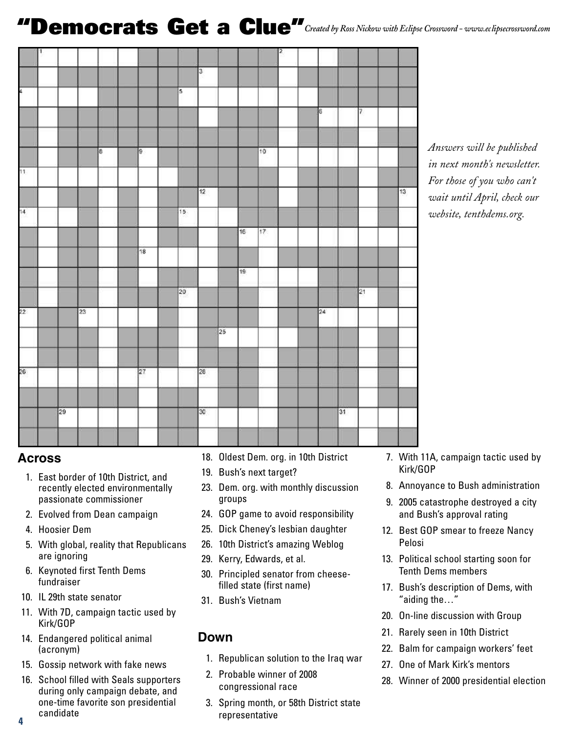# "Democrats Get a Clue"

*Created by Ross Nickow with Eclipse Crossword – www.eclipsecrossword.com*

*Answers will be published in next month's newsletter. For those of you who can't wait until April, check our website, tenthdems.org.*

## Across

1. East border of 10th District, and recently elected environmentally passionate commissioner
2. Evolved from Dean campaign
4. Hoosier Dem
5. With global, reality that Republicans are ignoring
6. Keynoted first Tenth Dems fundraiser
10. IL 29th state senator
11. With 7D, campaign tactic used by Kirk/GOP
14. Endangered political animal (acronym)
15. Gossip network with fake news
16. School filled with Seals supporters during only campaign debate, and one-time favorite son presidential candidate
18. Oldest Dem. org. in 10th District
19. Bush's next target?
23. Dem. org. with monthly discussion groups
24. GOP game to avoid responsibility
25. Dick Cheney's lesbian daughter
26. 10th District's amazing Weblog
29. Kerry, Edwards, et al.
30. Principled senator from cheese-filled state (first name)
31. Bush's Vietnam

## Down

1. Republican solution to the Iraq war
2. Probable winner of 2008 congressional race
3. Spring month, or 58th District state representative
7. With 11A, campaign tactic used by Kirk/GOP
8. Annoyance to Bush administration
9. 2005 catastrophe destroyed a city and Bush's approval rating
12. Best GOP smear to freeze Nancy Pelosi
13. Political school starting soon for Tenth Dems members
17. Bush's description of Dems, with "aiding the…"
20. On-line discussion with Group
21. Rarely seen in 10th District
22. Balm for campaign workers' feet
27. One of Mark Kirk's mentors
28. Winner of 2000 presidential election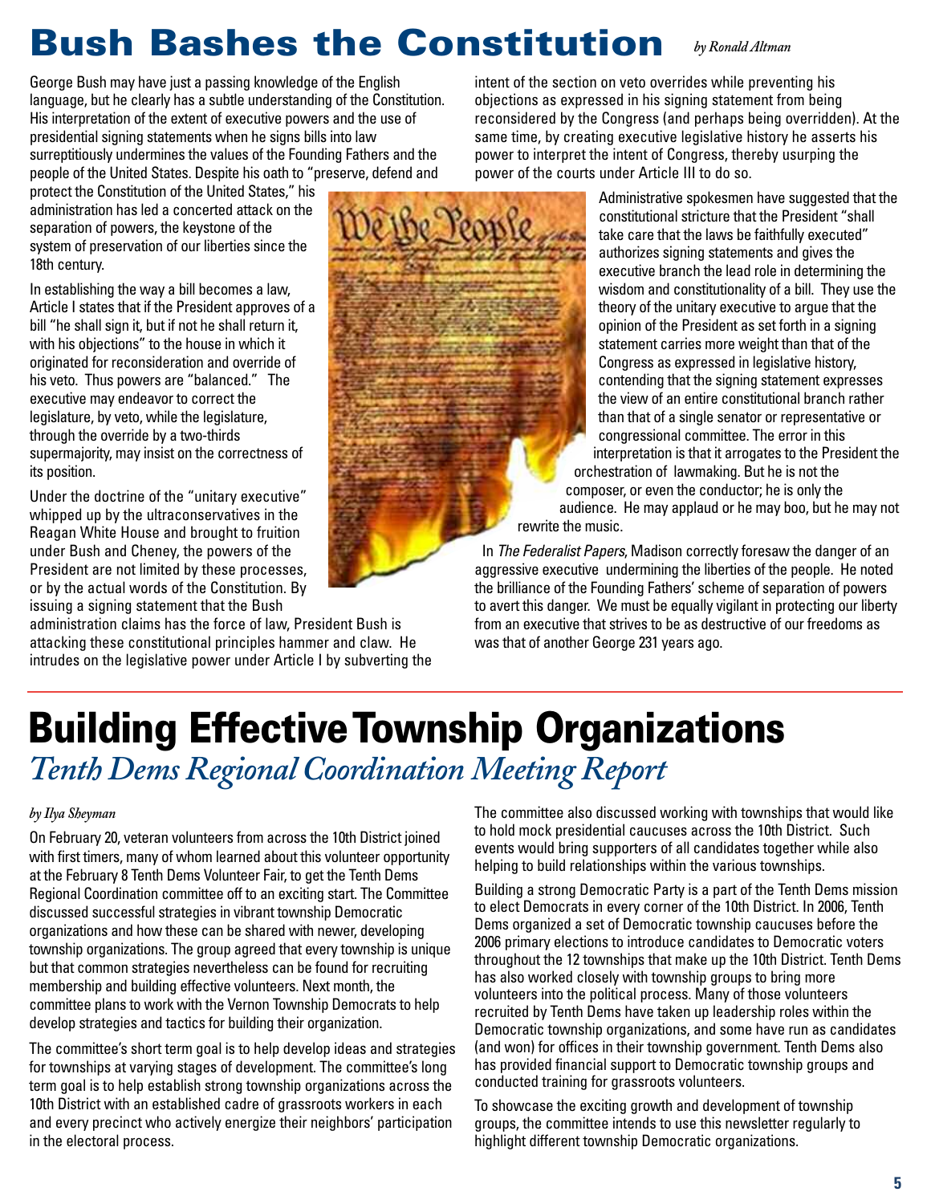# Bush Bashes the Constitution

*by Ronald Altman*

George Bush may have just a passing knowledge of the English language, but he clearly has a subtle understanding of the Constitution. His interpretation of the extent of executive powers and the use of presidential signing statements when he signs bills into law surreptitiously undermines the values of the Founding Fathers and the people of the United States. Despite his oath to "preserve, defend and protect the Constitution of the United States," his administration has led a concerted attack on the separation of powers, the keystone of the system of preservation of our liberties since the 18th century.

In establishing the way a bill becomes a law, Article I states that if the President approves of a bill "he shall sign it, but if not he shall return it, with his objections" to the house in which it originated for reconsideration and override of his veto. Thus powers are "balanced." The executive may endeavor to correct the legislature, by veto, while the legislature, through the override by a two-thirds supermajority, may insist on the correctness of its position.

Under the doctrine of the "unitary executive" whipped up by the ultraconservatives in the Reagan White House and brought to fruition under Bush and Cheney, the powers of the President are not limited by these processes, or by the actual words of the Constitution. By issuing a signing statement that the Bush administration claims has the force of law, President Bush is attacking these constitutional principles hammer and claw. He intrudes on the legislative power under Article I by subverting the intent of the section on veto overrides while preventing his objections as expressed in his signing statement from being reconsidered by the Congress (and perhaps being overridden). At the same time, by creating executive legislative history he asserts his power to interpret the intent of Congress, thereby usurping the power of the courts under Article III to do so.

Administrative spokesmen have suggested that the constitutional stricture that the President "shall take care that the laws be faithfully executed" authorizes signing statements and gives the executive branch the lead role in determining the wisdom and constitutionality of a bill. They use the theory of the unitary executive to argue that the opinion of the President as set forth in a signing statement carries more weight than that of the Congress as expressed in legislative history, contending that the signing statement expresses the view of an entire constitutional branch rather than that of a single senator or representative or congressional committee. The error in this interpretation is that it arrogates to the President the orchestration of lawmaking. But he is not the composer, or even the conductor; he is only the audience. He may applaud or he may boo, but he may not rewrite the music.

In *The Federalist Papers*, Madison correctly foresaw the danger of an aggressive executive undermining the liberties of the people. He noted the brilliance of the Founding Fathers' scheme of separation of powers to avert this danger. We must be equally vigilant in protecting our liberty from an executive that strives to be as destructive of our freedoms as was that of another George 231 years ago.

# Building Effective Township Organizations

## *Tenth Dems Regional Coordination Meeting Report*

*by Ilya Sheyman*

On February 20, veteran volunteers from across the 10th District joined with first timers, many of whom learned about this volunteer opportunity at the February 8 Tenth Dems Volunteer Fair, to get the Tenth Dems Regional Coordination committee off to an exciting start. The Committee discussed successful strategies in vibrant township Democratic organizations and how these can be shared with newer, developing township organizations. The group agreed that every township is unique but that common strategies nevertheless can be found for recruiting membership and building effective volunteers. Next month, the committee plans to work with the Vernon Township Democrats to help develop strategies and tactics for building their organization.

The committee's short term goal is to help develop ideas and strategies for townships at varying stages of development. The committee's long term goal is to help establish strong township organizations across the 10th District with an established cadre of grassroots workers in each and every precinct who actively energize their neighbors' participation in the electoral process.

The committee also discussed working with townships that would like to hold mock presidential caucuses across the 10th District. Such events would bring supporters of all candidates together while also helping to build relationships within the various townships.

Building a strong Democratic Party is a part of the Tenth Dems mission to elect Democrats in every corner of the 10th District. In 2006, Tenth Dems organized a set of Democratic township caucuses before the 2006 primary elections to introduce candidates to Democratic voters throughout the 12 townships that make up the 10th District. Tenth Dems has also worked closely with township groups to bring more volunteers into the political process. Many of those volunteers recruited by Tenth Dems have taken up leadership roles within the Democratic township organizations, and some have run as candidates (and won) for offices in their township government. Tenth Dems also has provided financial support to Democratic township groups and conducted training for grassroots volunteers.

To showcase the exciting growth and development of township groups, the committee intends to use this newsletter regularly to highlight different township Democratic organizations.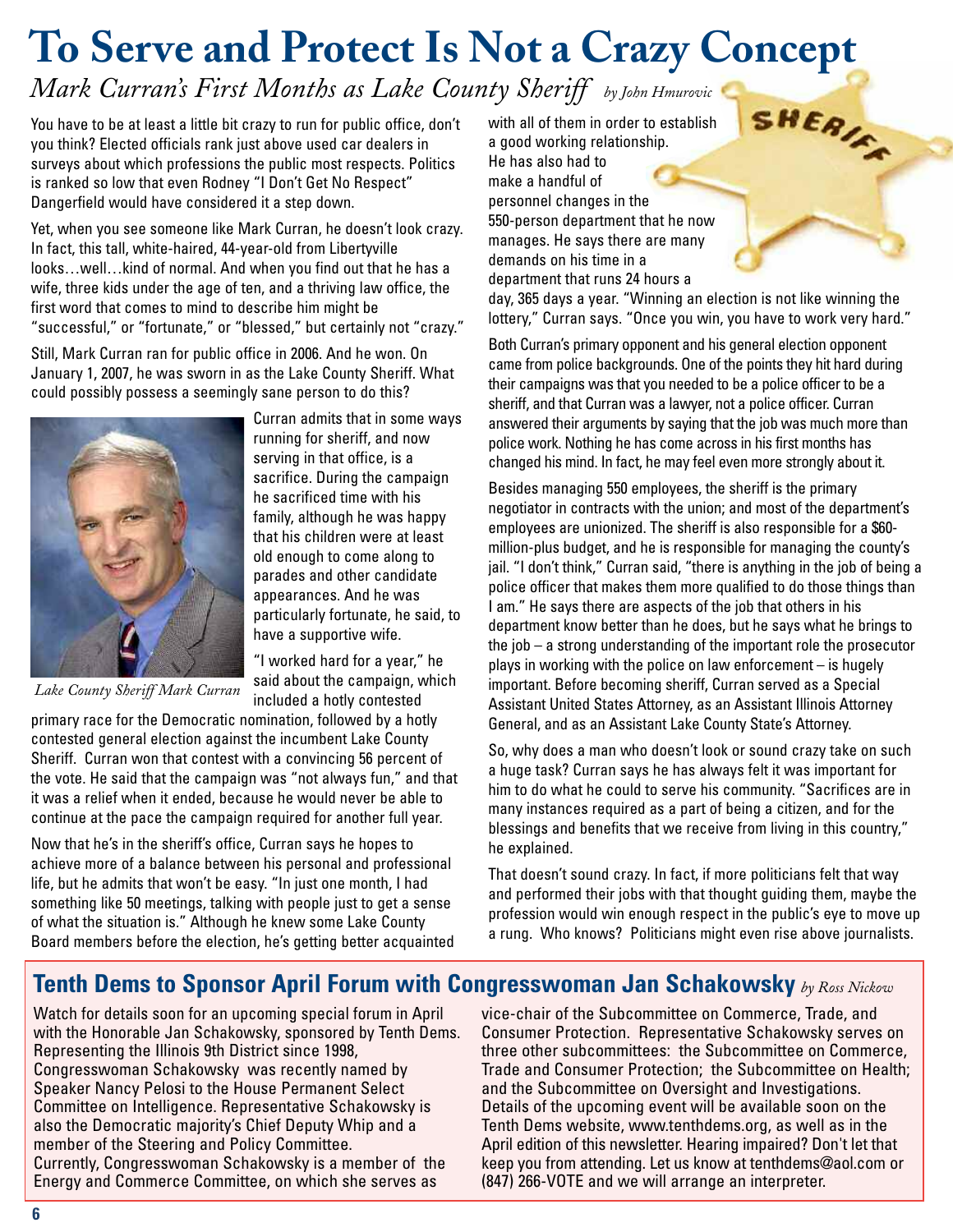# To Serve and Protect Is Not a Crazy Concept

*Mark Curran's First Months as Lake County Sheriff* *by John Hmurovic*

You have to be at least a little bit crazy to run for public office, don't you think? Elected officials rank just above used car dealers in surveys about which professions the public most respects. Politics is ranked so low that even Rodney "I Don't Get No Respect" Dangerfield would have considered it a step down.

Yet, when you see someone like Mark Curran, he doesn't look crazy. In fact, this tall, white-haired, 44-year-old from Libertyville looks…well…kind of normal. And when you find out that he has a wife, three kids under the age of ten, and a thriving law office, the first word that comes to mind to describe him might be "successful," or "fortunate," or "blessed," but certainly not "crazy."

Still, Mark Curran ran for public office in 2006. And he won. On January 1, 2007, he was sworn in as the Lake County Sheriff. What could possibly possess a seemingly sane person to do this?

*Lake County Sheriff Mark Curran*

Curran admits that in some ways running for sheriff, and now serving in that office, is a sacrifice. During the campaign he sacrificed time with his family, although he was happy that his children were at least old enough to come along to parades and other candidate appearances. And he was particularly fortunate, he said, to have a supportive wife.

"I worked hard for a year," he said about the campaign, which included a hotly contested primary race for the Democratic nomination, followed by a hotly contested general election against the incumbent Lake County Sheriff. Curran won that contest with a convincing 56 percent of the vote. He said that the campaign was "not always fun," and that it was a relief when it ended, because he would never be able to continue at the pace the campaign required for another full year.

Now that he's in the sheriff's office, Curran says he hopes to achieve more of a balance between his personal and professional life, but he admits that won't be easy. "In just one month, I had something like 50 meetings, talking with people just to get a sense of what the situation is." Although he knew some Lake County Board members before the election, he's getting better acquainted with all of them in order to establish a good working relationship. He has also had to make a handful of personnel changes in the 550-person department that he now manages. He says there are many demands on his time in a department that runs 24 hours a day, 365 days a year. "Winning an election is not like winning the lottery," Curran says. "Once you win, you have to work very hard."

Both Curran's primary opponent and his general election opponent came from police backgrounds. One of the points they hit hard during their campaigns was that you needed to be a police officer to be a sheriff, and that Curran was a lawyer, not a police officer. Curran answered their arguments by saying that the job was much more than police work. Nothing he has come across in his first months has changed his mind. In fact, he may feel even more strongly about it.

Besides managing 550 employees, the sheriff is the primary negotiator in contracts with the union; and most of the department's employees are unionized. The sheriff is also responsible for a $60-million-plus budget, and he is responsible for managing the county's jail. "I don't think," Curran said, "there is anything in the job of being a police officer that makes them more qualified to do those things than I am." He says there are aspects of the job that others in his department know better than he does, but he says what he brings to the job – a strong understanding of the important role the prosecutor plays in working with the police on law enforcement – is hugely important. Before becoming sheriff, Curran served as a Special Assistant United States Attorney, as an Assistant Illinois Attorney General, and as an Assistant Lake County State's Attorney.

So, why does a man who doesn't look or sound crazy take on such a huge task? Curran says he has always felt it was important for him to do what he could to serve his community. "Sacrifices are in many instances required as a part of being a citizen, and for the blessings and benefits that we receive from living in this country," he explained.

That doesn't sound crazy. In fact, if more politicians felt that way and performed their jobs with that thought guiding them, maybe the profession would win enough respect in the public's eye to move up a rung. Who knows? Politicians might even rise above journalists.

## Tenth Dems to Sponsor April Forum with Congresswoman Jan Schakowsky *by Ross Nickow*

Watch for details soon for an upcoming special forum in April with the Honorable Jan Schakowsky, sponsored by Tenth Dems. Representing the Illinois 9th District since 1998, Congresswoman Schakowsky was recently named by Speaker Nancy Pelosi to the House Permanent Select Committee on Intelligence. Representative Schakowsky is also the Democratic majority's Chief Deputy Whip and a member of the Steering and Policy Committee. Currently, Congresswoman Schakowsky is a member of the Energy and Commerce Committee, on which she serves as vice-chair of the Subcommittee on Commerce, Trade, and Consumer Protection. Representative Schakowsky serves on three other subcommittees: the Subcommittee on Commerce, Trade and Consumer Protection; the Subcommittee on Health; and the Subcommittee on Oversight and Investigations. Details of the upcoming event will be available soon on the Tenth Dems website, www.tenthdems.org, as well as in the April edition of this newsletter. Hearing impaired? Don't let that keep you from attending. Let us know at tenthdems@aol.com or (847) 266-VOTE and we will arrange an interpreter.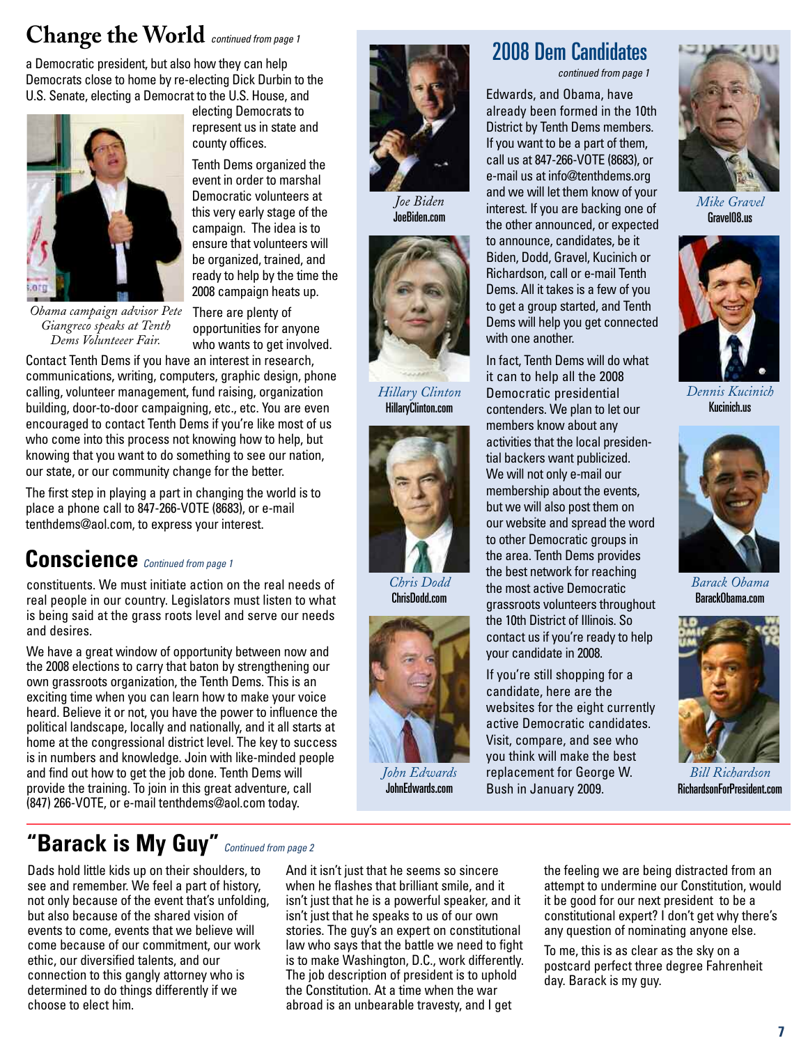# Change the World

*continued from page 1*

a Democratic president, but also how they can help Democrats close to home by re-electing Dick Durbin to the U.S. Senate, electing a Democrat to the U.S. House, and electing Democrats to represent us in state and county offices.

*Obama campaign advisor Pete Giangreco speaks at Tenth Dems Volunteeer Fair.*

Tenth Dems organized the event in order to marshal Democratic volunteers at this very early stage of the campaign. The idea is to ensure that volunteers will be organized, trained, and ready to help by the time the 2008 campaign heats up.

There are plenty of opportunities for anyone who wants to get involved. Contact Tenth Dems if you have an interest in research, communications, writing, computers, graphic design, phone calling, volunteer management, fund raising, organization building, door-to-door campaigning, etc., etc. You are even encouraged to contact Tenth Dems if you're like most of us who come into this process not knowing how to help, but knowing that you want to do something to see our nation, our state, or our community change for the better.

The first step in playing a part in changing the world is to place a phone call to 847-266-VOTE (8683), or e-mail tenthdems@aol.com, to express your interest.

# Conscience

*Continued from page 1*

constituents. We must initiate action on the real needs of real people in our country. Legislators must listen to what is being said at the grass roots level and serve our needs and desires.

We have a great window of opportunity between now and the 2008 elections to carry that baton by strengthening our own grassroots organization, the Tenth Dems. This is an exciting time when you can learn how to make your voice heard. Believe it or not, you have the power to influence the political landscape, locally and nationally, and it all starts at home at the congressional district level. The key to success is in numbers and knowledge. Join with like-minded people and find out how to get the job done. Tenth Dems will provide the training. To join in this great adventure, call (847) 266-VOTE, or e-mail tenthdems@aol.com today.

# 2008 Dem Candidates

*continued from page 1*

Edwards, and Obama, have already been formed in the 10th District by Tenth Dems members. If you want to be a part of them, call us at 847-266-VOTE (8683), or e-mail us at info@tenthdems.org and we will let them know of your interest. If you are backing one of the other announced, or expected to announce, candidates, be it Biden, Dodd, Gravel, Kucinich or Richardson, call or e-mail Tenth Dems. All it takes is a few of you to get a group started, and Tenth Dems will help you get connected with one another.

In fact, Tenth Dems will do what it can to help all the 2008 Democratic presidential contenders. We plan to let our members know about any activities that the local presidential backers want publicized. We will not only e-mail our membership about the events, but we will also post them on our website and spread the word to other Democratic groups in the area. Tenth Dems provides the best network for reaching the most active Democratic grassroots volunteers throughout the 10th District of Illinois. So contact us if you're ready to help your candidate in 2008.

If you're still shopping for a candidate, here are the websites for the eight currently active Democratic candidates. Visit, compare, and see who you think will make the best replacement for George W. Bush in January 2009.

*Joe Biden*
JoeBiden.com

*Hillary Clinton*
HillaryClinton.com

*Chris Dodd*
ChrisDodd.com

*John Edwards*
JohnEdwards.com

*Mike Gravel*
Gravel08.us

*Dennis Kucinich*
Kucinich.us

*Barack Obama*
BarackObama.com

*Bill Richardson*
RichardsonForPresident.com

# "Barack is My Guy"

*Continued from page 2*

Dads hold little kids up on their shoulders, to see and remember. We feel a part of history, not only because of the event that's unfolding, but also because of the shared vision of events to come, events that we believe will come because of our commitment, our work ethic, our diversified talents, and our connection to this gangly attorney who is determined to do things differently if we choose to elect him.

And it isn't just that he seems so sincere when he flashes that brilliant smile, and it isn't just that he is a powerful speaker, and it isn't just that he speaks to us of our own stories. The guy's an expert on constitutional law who says that the battle we need to fight is to make Washington, D.C., work differently. The job description of president is to uphold the Constitution. At a time when the war abroad is an unbearable travesty, and I get the feeling we are being distracted from an attempt to undermine our Constitution, would it be good for our next president to be a constitutional expert? I don't get why there's any question of nominating anyone else.

To me, this is as clear as the sky on a postcard perfect three degree Fahrenheit day. Barack is my guy.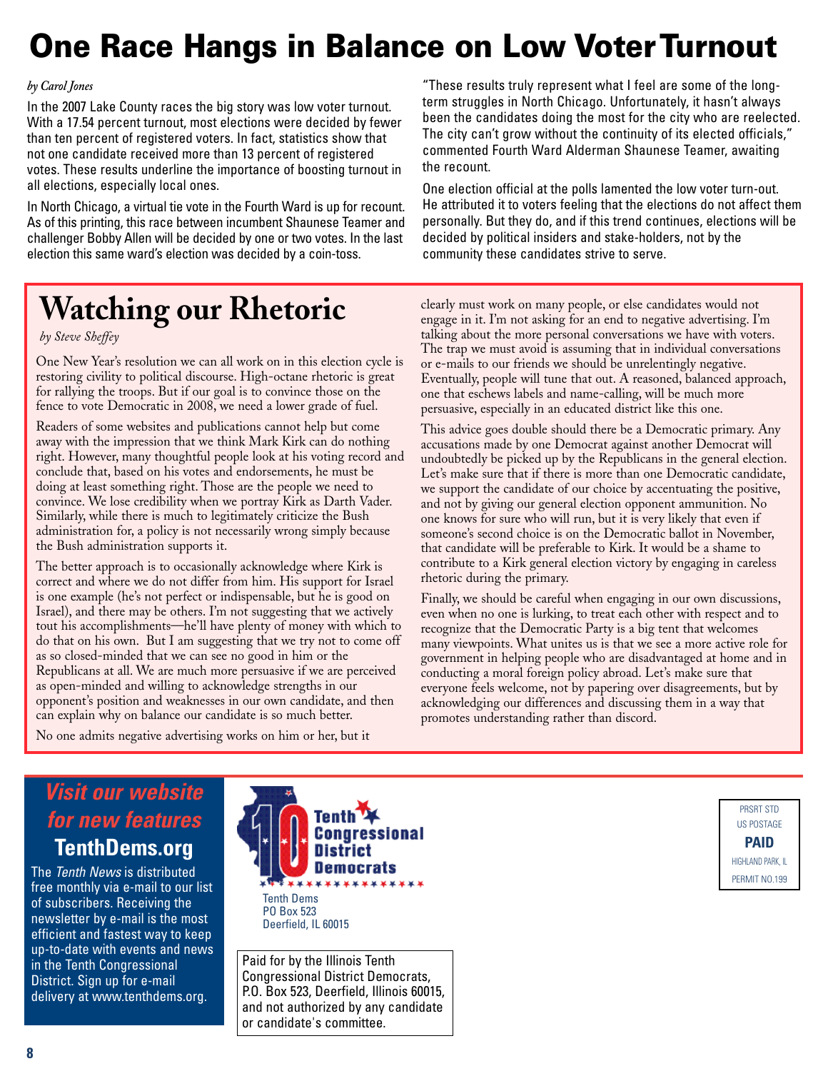# One Race Hangs in Balance on Low Voter Turnout

*by Carol Jones*

In the 2007 Lake County races the big story was low voter turnout. With a 17.54 percent turnout, most elections were decided by fewer than ten percent of registered voters. In fact, statistics show that not one candidate received more than 13 percent of registered votes. These results underline the importance of boosting turnout in all elections, especially local ones.

In North Chicago, a virtual tie vote in the Fourth Ward is up for recount. As of this printing, this race between incumbent Shaunese Teamer and challenger Bobby Allen will be decided by one or two votes. In the last election this same ward's election was decided by a coin-toss.

"These results truly represent what I feel are some of the long-term struggles in North Chicago. Unfortunately, it hasn't always been the candidates doing the most for the city who are reelected. The city can't grow without the continuity of its elected officials," commented Fourth Ward Alderman Shaunese Teamer, awaiting the recount.

One election official at the polls lamented the low voter turn-out. He attributed it to voters feeling that the elections do not affect them personally. But they do, and if this trend continues, elections will be decided by political insiders and stake-holders, not by the community these candidates strive to serve.

# Watching our Rhetoric

*by Steve Sheffey*

One New Year's resolution we can all work on in this election cycle is restoring civility to political discourse. High-octane rhetoric is great for rallying the troops. But if our goal is to convince those on the fence to vote Democratic in 2008, we need a lower grade of fuel.

Readers of some websites and publications cannot help but come away with the impression that we think Mark Kirk can do nothing right. However, many thoughtful people look at his voting record and conclude that, based on his votes and endorsements, he must be doing at least something right. Those are the people we need to convince. We lose credibility when we portray Kirk as Darth Vader. Similarly, while there is much to legitimately criticize the Bush administration for, a policy is not necessarily wrong simply because the Bush administration supports it.

The better approach is to occasionally acknowledge where Kirk is correct and where we do not differ from him. His support for Israel is one example (he's not perfect or indispensable, but he is good on Israel), and there may be others. I'm not suggesting that we actively tout his accomplishments—he'll have plenty of money with which to do that on his own. But I am suggesting that we try not to come off as so closed-minded that we can see no good in him or the Republicans at all. We are much more persuasive if we are perceived as open-minded and willing to acknowledge strengths in our opponent's position and weaknesses in our own candidate, and then can explain why on balance our candidate is so much better.

No one admits negative advertising works on him or her, but it clearly must work on many people, or else candidates would not engage in it. I'm not asking for an end to negative advertising. I'm talking about the more personal conversations we have with voters. The trap we must avoid is assuming that in individual conversations or e-mails to our friends we should be unrelentingly negative. Eventually, people will tune that out. A reasoned, balanced approach, one that eschews labels and name-calling, will be much more persuasive, especially in an educated district like this one.

This advice goes double should there be a Democratic primary. Any accusations made by one Democrat against another Democrat will undoubtedly be picked up by the Republicans in the general election. Let's make sure that if there is more than one Democratic candidate, we support the candidate of our choice by accentuating the positive, and not by giving our general election opponent ammunition. No one knows for sure who will run, but it is very likely that even if someone's second choice is on the Democratic ballot in November, that candidate will be preferable to Kirk. It would be a shame to contribute to a Kirk general election victory by engaging in careless rhetoric during the primary.

Finally, we should be careful when engaging in our own discussions, even when no one is lurking, to treat each other with respect and to recognize that the Democratic Party is a big tent that welcomes many viewpoints. What unites us is that we see a more active role for government in helping people who are disadvantaged at home and in conducting a moral foreign policy abroad. Let's make sure that everyone feels welcome, not by papering over disagreements, but by acknowledging our differences and discussing them in a way that promotes understanding rather than discord.

***Visit our website for new features***

**TenthDems.org**

The *Tenth News* is distributed free monthly via e-mail to our list of subscribers. Receiving the newsletter by e-mail is the most efficient and fastest way to keep up-to-date with events and news in the Tenth Congressional District. Sign up for e-mail delivery at www.tenthdems.org.

Tenth Congressional District Democrats

Tenth Dems
PO Box 523
Deerfield, IL 60015

Paid for by the Illinois Tenth Congressional District Democrats, P.O. Box 523, Deerfield, Illinois 60015, and not authorized by any candidate or candidate's committee.

PRSRT STD
US POSTAGE
**PAID**
HIGHLAND PARK, IL
PERMIT NO.199